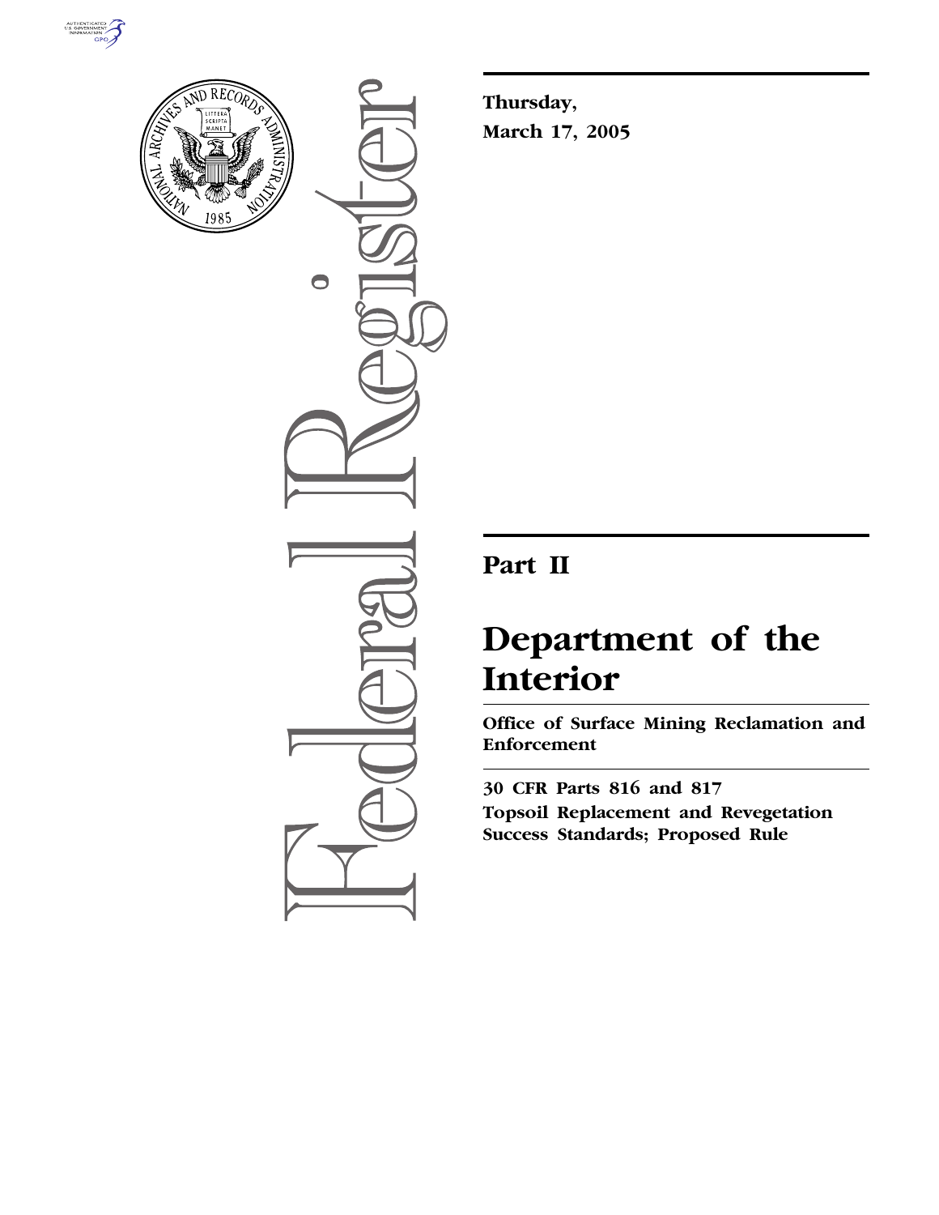Thursday,

March 17, 2005

# Part II

# Department of the Interior

## Office of Surface Mining Reclamation and Enforcement

### 30 CFR Parts 816 and 817

### Topsoil Replacement and Revegetation Success Standards; Proposed Rule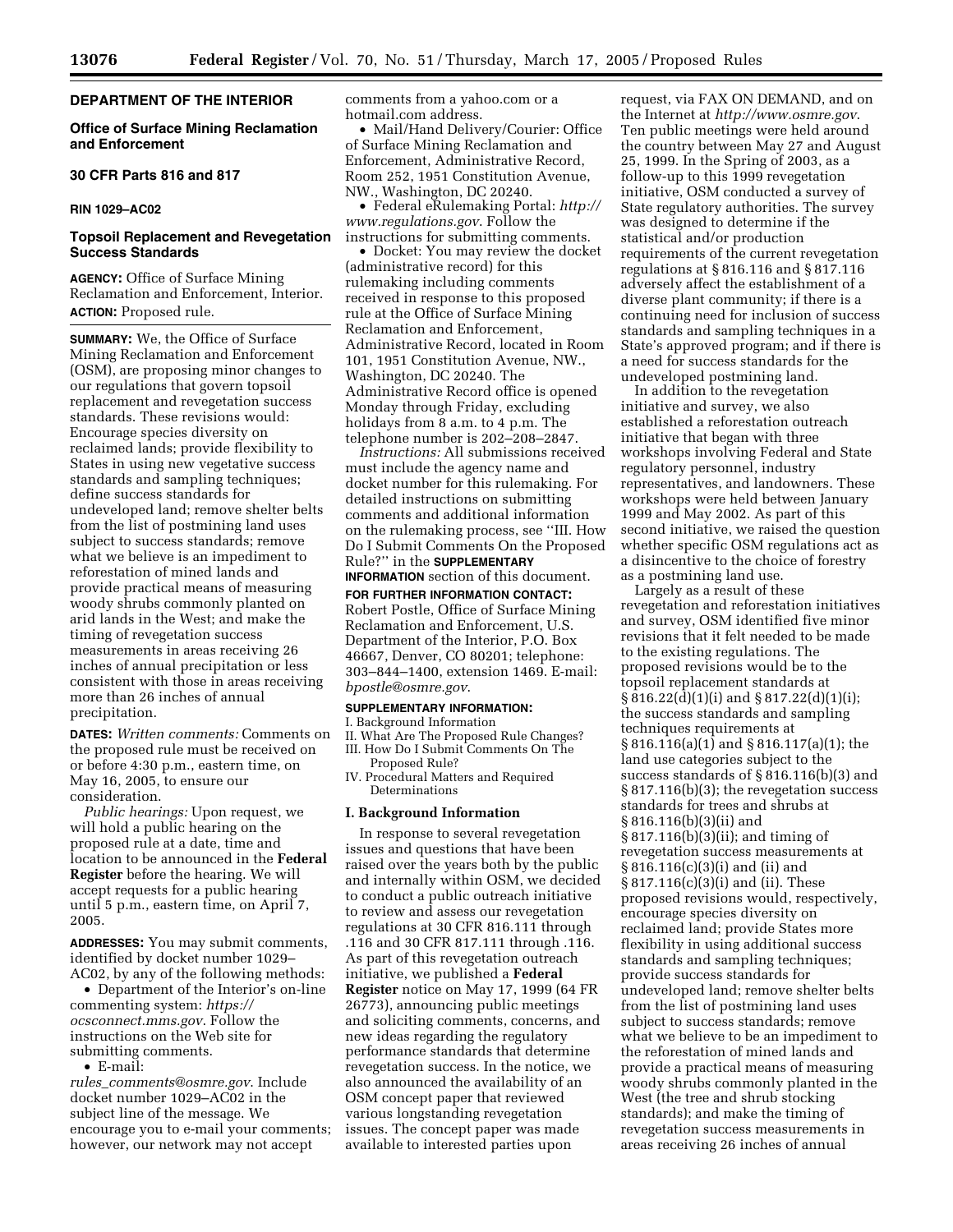**DEPARTMENT OF THE INTERIOR**

**Office of Surface Mining Reclamation and Enforcement**

**30 CFR Parts 816 and 817**

**RIN 1029–AC02**

## Topsoil Replacement and Revegetation Success Standards

**AGENCY:** Office of Surface Mining Reclamation and Enforcement, Interior.

**ACTION:** Proposed rule.

**SUMMARY:** We, the Office of Surface Mining Reclamation and Enforcement (OSM), are proposing minor changes to our regulations that govern topsoil replacement and revegetation success standards. These revisions would: Encourage species diversity on reclaimed lands; provide flexibility to States in using new vegetative success standards and sampling techniques; define success standards for undeveloped land; remove shelter belts from the list of postmining land uses subject to success standards; remove what we believe is an impediment to reforestation of mined lands and provide practical means of measuring woody shrubs commonly planted on arid lands in the West; and make the timing of revegetation success measurements in areas receiving 26 inches of annual precipitation or less consistent with those in areas receiving more than 26 inches of annual precipitation.

**DATES:** *Written comments:* Comments on the proposed rule must be received on or before 4:30 p.m., eastern time, on May 16, 2005, to ensure our consideration.

*Public hearings:* Upon request, we will hold a public hearing on the proposed rule at a date, time and location to be announced in the **Federal Register** before the hearing. We will accept requests for a public hearing until 5 p.m., eastern time, on April 7, 2005.

**ADDRESSES:** You may submit comments, identified by docket number 1029–AC02, by any of the following methods:

- Department of the Interior's on-line commenting system: *https://ocsconnect.mms.gov*. Follow the instructions on the Web site for submitting comments.
- E-mail: *rules_comments@osmre.gov*. Include docket number 1029–AC02 in the subject line of the message. We encourage you to e-mail your comments; however, our network may not accept comments from a yahoo.com or a hotmail.com address.
- Mail/Hand Delivery/Courier: Office of Surface Mining Reclamation and Enforcement, Administrative Record, Room 252, 1951 Constitution Avenue, NW., Washington, DC 20240.
- Federal eRulemaking Portal: *http://www.regulations.gov*. Follow the instructions for submitting comments.
- Docket: You may review the docket (administrative record) for this rulemaking including comments received in response to this proposed rule at the Office of Surface Mining Reclamation and Enforcement, Administrative Record, located in Room 101, 1951 Constitution Avenue, NW., Washington, DC 20240. The Administrative Record office is opened Monday through Friday, excluding holidays from 8 a.m. to 4 p.m. The telephone number is 202–208–2847.

*Instructions:* All submissions received must include the agency name and docket number for this rulemaking. For detailed instructions on submitting comments and additional information on the rulemaking process, see "III. How Do I Submit Comments On the Proposed Rule?" in the **SUPPLEMENTARY INFORMATION** section of this document.

**FOR FURTHER INFORMATION CONTACT:** Robert Postle, Office of Surface Mining Reclamation and Enforcement, U.S. Department of the Interior, P.O. Box 46667, Denver, CO 80201; telephone: 303–844–1400, extension 1469. E-mail: *bpostle@osmre.gov*.

**SUPPLEMENTARY INFORMATION:**

I. Background Information
II. What Are The Proposed Rule Changes?
III. How Do I Submit Comments On The Proposed Rule?
IV. Procedural Matters and Required Determinations

### I. Background Information

In response to several revegetation issues and questions that have been raised over the years both by the public and internally within OSM, we decided to conduct a public outreach initiative to review and assess our revegetation regulations at 30 CFR 816.111 through .116 and 30 CFR 817.111 through .116. As part of this revegetation outreach initiative, we published a **Federal Register** notice on May 17, 1999 (64 FR 26773), announcing public meetings and soliciting comments, concerns, and new ideas regarding the regulatory performance standards that determine revegetation success. In the notice, we also announced the availability of an OSM concept paper that reviewed various longstanding revegetation issues. The concept paper was made available to interested parties upon request, via FAX ON DEMAND, and on the Internet at *http://www.osmre.gov*. Ten public meetings were held around the country between May 27 and August 25, 1999. In the Spring of 2003, as a follow-up to this 1999 revegetation initiative, OSM conducted a survey of State regulatory authorities. The survey was designed to determine if the statistical and/or production requirements of the current revegetation regulations at § 816.116 and § 817.116 adversely affect the establishment of a diverse plant community; if there is a continuing need for inclusion of success standards and sampling techniques in a State's approved program; and if there is a need for success standards for the undeveloped postmining land.

In addition to the revegetation initiative and survey, we also established a reforestation outreach initiative that began with three workshops involving Federal and State regulatory personnel, industry representatives, and landowners. These workshops were held between January 1999 and May 2002. As part of this second initiative, we raised the question whether specific OSM regulations act as a disincentive to the choice of forestry as a postmining land use.

Largely as a result of these revegetation and reforestation initiatives and survey, OSM identified five minor revisions that it felt needed to be made to the existing regulations. The proposed revisions would be to the topsoil replacement standards at § 816.22(d)(1)(i) and § 817.22(d)(1)(i); the success standards and sampling techniques requirements at § 816.116(a)(1) and § 816.117(a)(1); the land use categories subject to the success standards of § 816.116(b)(3) and § 817.116(b)(3); the revegetation success standards for trees and shrubs at § 816.116(b)(3)(ii) and § 817.116(b)(3)(ii); and timing of revegetation success measurements at § 816.116(c)(3)(i) and (ii) and § 817.116(c)(3)(i) and (ii). These proposed revisions would, respectively, encourage species diversity on reclaimed land; provide States more flexibility in using additional success standards and sampling techniques; provide success standards for undeveloped land; remove shelter belts from the list of postmining land uses subject to success standards; remove what we believe to be an impediment to the reforestation of mined lands and provide a practical means of measuring woody shrubs commonly planted in the West (the tree and shrub stocking standards); and make the timing of revegetation success measurements in areas receiving 26 inches of annual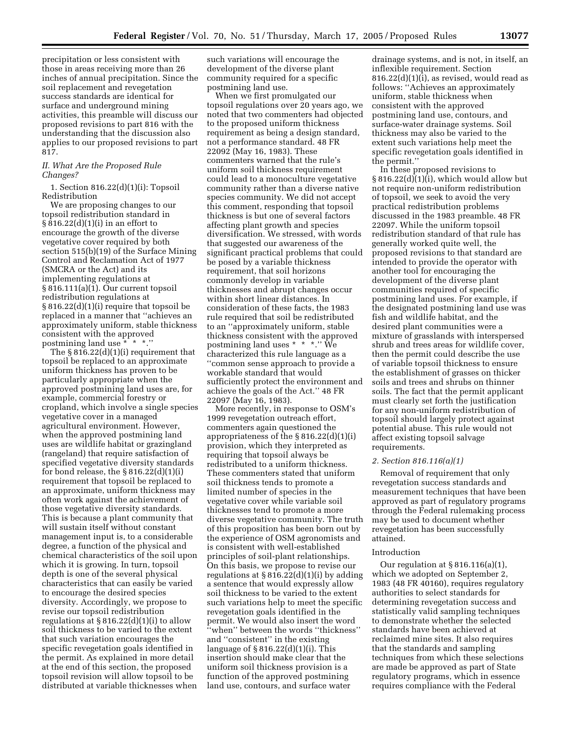precipitation or less consistent with those in areas receiving more than 26 inches of annual precipitation. Since the soil replacement and revegetation success standards are identical for surface and underground mining activities, this preamble will discuss our proposed revisions to part 816 with the understanding that the discussion also applies to our proposed revisions to part 817.

## II. What Are the Proposed Rule Changes?

1. Section 816.22(d)(1)(i): Topsoil Redistribution

We are proposing changes to our topsoil redistribution standard in § 816.22(d)(1)(i) in an effort to encourage the growth of the diverse vegetative cover required by both section 515(b)(19) of the Surface Mining Control and Reclamation Act of 1977 (SMCRA or the Act) and its implementing regulations at § 816.111(a)(1). Our current topsoil redistribution regulations at § 816.22(d)(1)(i) require that topsoil be replaced in a manner that ''achieves an approximately uniform, stable thickness consistent with the approved postmining land use * * *.''

The § 816.22(d)(1)(i) requirement that topsoil be replaced to an approximate uniform thickness has proven to be particularly appropriate when the approved postmining land uses are, for example, commercial forestry or cropland, which involve a single species vegetative cover in a managed agricultural environment. However, when the approved postmining land uses are wildlife habitat or grazingland (rangeland) that require satisfaction of specified vegetative diversity standards for bond release, the § 816.22(d)(1)(i) requirement that topsoil be replaced to an approximate, uniform thickness may often work against the achievement of those vegetative diversity standards. This is because a plant community that will sustain itself without constant management input is, to a considerable degree, a function of the physical and chemical characteristics of the soil upon which it is growing. In turn, topsoil depth is one of the several physical characteristics that can easily be varied to encourage the desired species diversity. Accordingly, we propose to revise our topsoil redistribution regulations at § 816.22(d)(1)(i) to allow soil thickness to be varied to the extent that such variation encourages the specific revegetation goals identified in the permit. As explained in more detail at the end of this section, the proposed topsoil revision will allow topsoil to be distributed at variable thicknesses when such variations will encourage the development of the diverse plant community required for a specific postmining land use.

When we first promulgated our topsoil regulations over 20 years ago, we noted that two commenters had objected to the proposed uniform thickness requirement as being a design standard, not a performance standard. 48 FR 22092 (May 16, 1983). These commenters warned that the rule's uniform soil thickness requirement could lead to a monoculture vegetative community rather than a diverse native species community. We did not accept this comment, responding that topsoil thickness is but one of several factors affecting plant growth and species diversification. We stressed, with words that suggested our awareness of the significant practical problems that could be posed by a variable thickness requirement, that soil horizons commonly develop in variable thicknesses and abrupt changes occur within short linear distances. In consideration of these facts, the 1983 rule required that soil be redistributed to an ''approximately uniform, stable thickness consistent with the approved postmining land uses * * *.'' We characterized this rule language as a ''common sense approach to provide a workable standard that would sufficiently protect the environment and achieve the goals of the Act.'' 48 FR 22097 (May 16, 1983).

More recently, in response to OSM's 1999 revegetation outreach effort, commenters again questioned the appropriateness of the § 816.22(d)(1)(i) provision, which they interpreted as requiring that topsoil always be redistributed to a uniform thickness. These commenters stated that uniform soil thickness tends to promote a limited number of species in the vegetative cover while variable soil thicknesses tend to promote a more diverse vegetative community. The truth of this proposition has been born out by the experience of OSM agronomists and is consistent with well-established principles of soil-plant relationships. On this basis, we propose to revise our regulations at § 816.22(d)(1)(i) by adding a sentence that would expressly allow soil thickness to be varied to the extent such variations help to meet the specific revegetation goals identified in the permit. We would also insert the word ''when'' between the words ''thickness'' and ''consistent'' in the existing language of § 816.22(d)(1)(i). This insertion should make clear that the uniform soil thickness provision is a function of the approved postmining land use, contours, and surface water drainage systems, and is not, in itself, an inflexible requirement. Section 816.22(d)(1)(i), as revised, would read as follows: ''Achieves an approximately uniform, stable thickness when consistent with the approved postmining land use, contours, and surface-water drainage systems. Soil thickness may also be varied to the extent such variations help meet the specific revegetation goals identified in the permit.''

In these proposed revisions to § 816.22(d)(1)(i), which would allow but not require non-uniform redistribution of topsoil, we seek to avoid the very practical redistribution problems discussed in the 1983 preamble. 48 FR 22097. While the uniform topsoil redistribution standard of that rule has generally worked quite well, the proposed revisions to that standard are intended to provide the operator with another tool for encouraging the development of the diverse plant communities required of specific postmining land uses. For example, if the designated postmining land use was fish and wildlife habitat, and the desired plant communities were a mixture of grasslands with interspersed shrub and trees areas for wildlife cover, then the permit could describe the use of variable topsoil thickness to ensure the establishment of grasses on thicker soils and trees and shrubs on thinner soils. The fact that the permit applicant must clearly set forth the justification for any non-uniform redistribution of topsoil should largely protect against potential abuse. This rule would not affect existing topsoil salvage requirements.

*2. Section 816.116(a)(1)*

Removal of requirement that only revegetation success standards and measurement techniques that have been approved as part of regulatory programs through the Federal rulemaking process may be used to document whether revegetation has been successfully attained.

Introduction

Our regulation at § 816.116(a)(1), which we adopted on September 2, 1983 (48 FR 40160), requires regulatory authorities to select standards for determining revegetation success and statistically valid sampling techniques to demonstrate whether the selected standards have been achieved at reclaimed mine sites. It also requires that the standards and sampling techniques from which these selections are made be approved as part of State regulatory programs, which in essence requires compliance with the Federal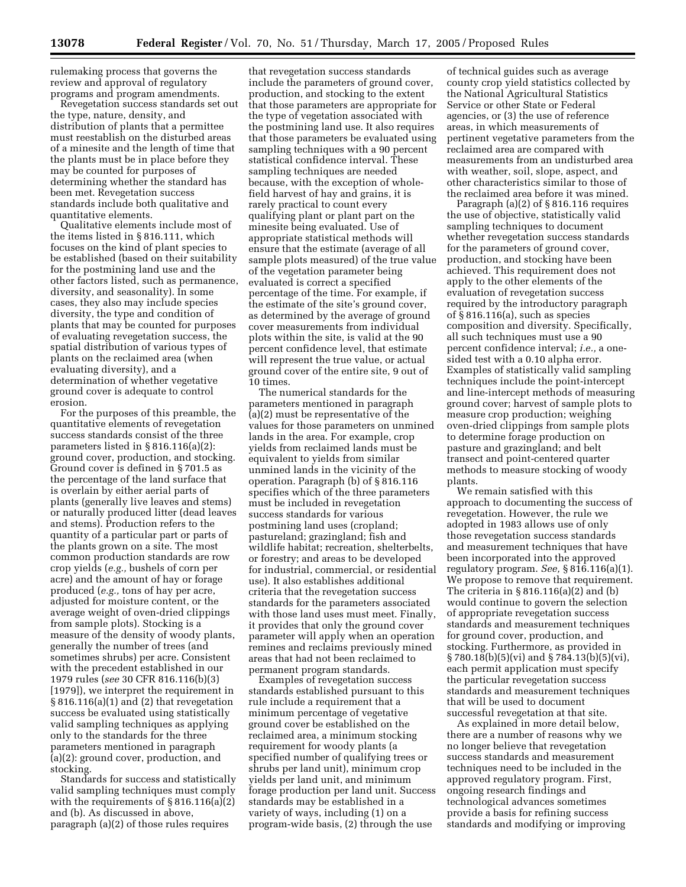rulemaking process that governs the review and approval of regulatory programs and program amendments.

Revegetation success standards set out the type, nature, density, and distribution of plants that a permittee must reestablish on the disturbed areas of a minesite and the length of time that the plants must be in place before they may be counted for purposes of determining whether the standard has been met. Revegetation success standards include both qualitative and quantitative elements.

Qualitative elements include most of the items listed in § 816.111, which focuses on the kind of plant species to be established (based on their suitability for the postmining land use and the other factors listed, such as permanence, diversity, and seasonality). In some cases, they also may include species diversity, the type and condition of plants that may be counted for purposes of evaluating revegetation success, the spatial distribution of various types of plants on the reclaimed area (when evaluating diversity), and a determination of whether vegetative ground cover is adequate to control erosion.

For the purposes of this preamble, the quantitative elements of revegetation success standards consist of the three parameters listed in § 816.116(a)(2): ground cover, production, and stocking. Ground cover is defined in § 701.5 as the percentage of the land surface that is overlain by either aerial parts of plants (generally live leaves and stems) or naturally produced litter (dead leaves and stems). Production refers to the quantity of a particular part or parts of the plants grown on a site. The most common production standards are row crop yields (*e.g.,* bushels of corn per acre) and the amount of hay or forage produced (*e.g.,* tons of hay per acre, adjusted for moisture content, or the average weight of oven-dried clippings from sample plots). Stocking is a measure of the density of woody plants, generally the number of trees (and sometimes shrubs) per acre. Consistent with the precedent established in our 1979 rules (*see* 30 CFR 816.116(b)(3) [1979]), we interpret the requirement in § 816.116(a)(1) and (2) that revegetation success be evaluated using statistically valid sampling techniques as applying only to the standards for the three parameters mentioned in paragraph (a)(2): ground cover, production, and stocking.

Standards for success and statistically valid sampling techniques must comply with the requirements of § 816.116(a)(2) and (b). As discussed in above, paragraph (a)(2) of those rules requires that revegetation success standards include the parameters of ground cover, production, and stocking to the extent that those parameters are appropriate for the type of vegetation associated with the postmining land use. It also requires that those parameters be evaluated using sampling techniques with a 90 percent statistical confidence interval. These sampling techniques are needed because, with the exception of whole-field harvest of hay and grains, it is rarely practical to count every qualifying plant or plant part on the minesite being evaluated. Use of appropriate statistical methods will ensure that the estimate (average of all sample plots measured) of the true value of the vegetation parameter being evaluated is correct a specified percentage of the time. For example, if the estimate of the site's ground cover, as determined by the average of ground cover measurements from individual plots within the site, is valid at the 90 percent confidence level, that estimate will represent the true value, or actual ground cover of the entire site, 9 out of 10 times.

The numerical standards for the parameters mentioned in paragraph (a)(2) must be representative of the values for those parameters on unmined lands in the area. For example, crop yields from reclaimed lands must be equivalent to yields from similar unmined lands in the vicinity of the operation. Paragraph (b) of § 816.116 specifies which of the three parameters must be included in revegetation success standards for various postmining land uses (cropland; pastureland; grazingland; fish and wildlife habitat; recreation, shelterbelts, or forestry; and areas to be developed for industrial, commercial, or residential use). It also establishes additional criteria that the revegetation success standards for the parameters associated with those land uses must meet. Finally, it provides that only the ground cover parameter will apply when an operation remines and reclaims previously mined areas that had not been reclaimed to permanent program standards.

Examples of revegetation success standards established pursuant to this rule include a requirement that a minimum percentage of vegetative ground cover be established on the reclaimed area, a minimum stocking requirement for woody plants (a specified number of qualifying trees or shrubs per land unit), minimum crop yields per land unit, and minimum forage production per land unit. Success standards may be established in a variety of ways, including (1) on a program-wide basis, (2) through the use of technical guides such as average county crop yield statistics collected by the National Agricultural Statistics Service or other State or Federal agencies, or (3) the use of reference areas, in which measurements of pertinent vegetative parameters from the reclaimed area are compared with measurements from an undisturbed area with weather, soil, slope, aspect, and other characteristics similar to those of the reclaimed area before it was mined.

Paragraph (a)(2) of § 816.116 requires the use of objective, statistically valid sampling techniques to document whether revegetation success standards for the parameters of ground cover, production, and stocking have been achieved. This requirement does not apply to the other elements of the evaluation of revegetation success required by the introductory paragraph of § 816.116(a), such as species composition and diversity. Specifically, all such techniques must use a 90 percent confidence interval; *i.e.,* a one-sided test with a 0.10 alpha error. Examples of statistically valid sampling techniques include the point-intercept and line-intercept methods of measuring ground cover; harvest of sample plots to measure crop production; weighing oven-dried clippings from sample plots to determine forage production on pasture and grazingland; and belt transect and point-centered quarter methods to measure stocking of woody plants.

We remain satisfied with this approach to documenting the success of revegetation. However, the rule we adopted in 1983 allows use of only those revegetation success standards and measurement techniques that have been incorporated into the approved regulatory program. *See,* § 816.116(a)(1). We propose to remove that requirement. The criteria in § 816.116(a)(2) and (b) would continue to govern the selection of appropriate revegetation success standards and measurement techniques for ground cover, production, and stocking. Furthermore, as provided in § 780.18(b)(5)(vi) and § 784.13(b)(5)(vi), each permit application must specify the particular revegetation success standards and measurement techniques that will be used to document successful revegetation at that site.

As explained in more detail below, there are a number of reasons why we no longer believe that revegetation success standards and measurement techniques need to be included in the approved regulatory program. First, ongoing research findings and technological advances sometimes provide a basis for refining success standards and modifying or improving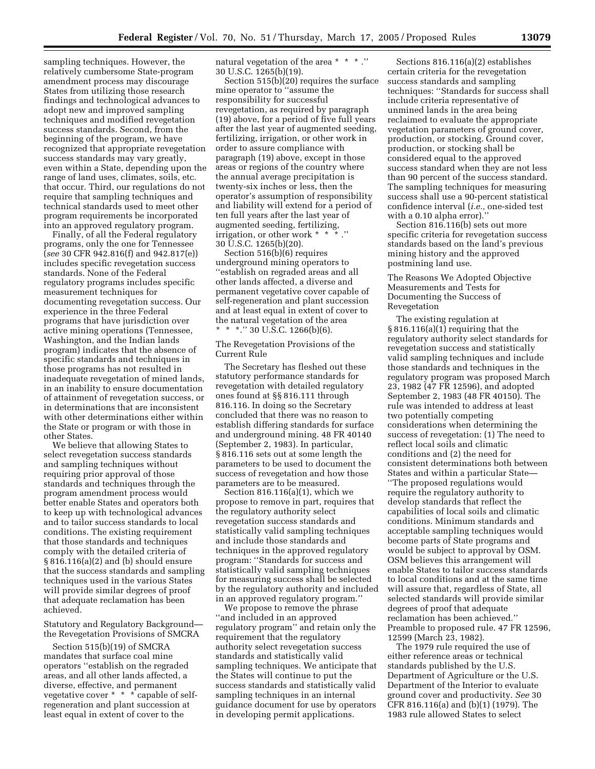sampling techniques. However, the relatively cumbersome State-program amendment process may discourage States from utilizing those research findings and technological advances to adopt new and improved sampling techniques and modified revegetation success standards. Second, from the beginning of the program, we have recognized that appropriate revegetation success standards may vary greatly, even within a State, depending upon the range of land uses, climates, soils, etc. that occur. Third, our regulations do not require that sampling techniques and technical standards used to meet other program requirements be incorporated into an approved regulatory program.

Finally, of all the Federal regulatory programs, only the one for Tennessee (*see* 30 CFR 942.816(f) and 942.817(e)) includes specific revegetation success standards. None of the Federal regulatory programs includes specific measurement techniques for documenting revegetation success. Our experience in the three Federal programs that have jurisdiction over active mining operations (Tennessee, Washington, and the Indian lands program) indicates that the absence of specific standards and techniques in those programs has not resulted in inadequate revegetation of mined lands, in an inability to ensure documentation of attainment of revegetation success, or in determinations that are inconsistent with other determinations either within the State or program or with those in other States.

We believe that allowing States to select revegetation success standards and sampling techniques without requiring prior approval of those standards and techniques through the program amendment process would better enable States and operators both to keep up with technological advances and to tailor success standards to local conditions. The existing requirement that those standards and techniques comply with the detailed criteria of § 816.116(a)(2) and (b) should ensure that the success standards and sampling techniques used in the various States will provide similar degrees of proof that adequate reclamation has been achieved.

Statutory and Regulatory Background—the Revegetation Provisions of SMCRA

Section 515(b)(19) of SMCRA mandates that surface coal mine operators ''establish on the regraded areas, and all other lands affected, a diverse, effective, and permanent vegetative cover * * * capable of self-regeneration and plant succession at least equal in extent of cover to the natural vegetation of the area * * * .'' 30 U.S.C. 1265(b)(19).

Section 515(b)(20) requires the surface mine operator to ''assume the responsibility for successful revegetation, as required by paragraph (19) above, for a period of five full years after the last year of augmented seeding, fertilizing, irrigation, or other work in order to assure compliance with paragraph (19) above, except in those areas or regions of the country where the annual average precipitation is twenty-six inches or less, then the operator's assumption of responsibility and liability will extend for a period of ten full years after the last year of augmented seeding, fertilizing, irrigation, or other work * * * .'' 30 U.S.C. 1265(b)(20).

Section 516(b)(6) requires underground mining operators to ''establish on regraded areas and all other lands affected, a diverse and permanent vegetative cover capable of self-regeneration and plant succession and at least equal in extent of cover to the natural vegetation of the area * * * .'' 30 U.S.C. 1266(b)(6).

The Revegetation Provisions of the Current Rule

The Secretary has fleshed out these statutory performance standards for revegetation with detailed regulatory ones found at §§ 816.111 through 816.116. In doing so the Secretary concluded that there was no reason to establish differing standards for surface and underground mining. 48 FR 40140 (September 2, 1983). In particular, § 816.116 sets out at some length the parameters to be used to document the success of revegetation and how those parameters are to be measured.

Section 816.116(a)(1), which we propose to remove in part, requires that the regulatory authority select revegetation success standards and statistically valid sampling techniques and include those standards and techniques in the approved regulatory program: ''Standards for success and statistically valid sampling techniques for measuring success shall be selected by the regulatory authority and included in an approved regulatory program.''

We propose to remove the phrase ''and included in an approved regulatory program'' and retain only the requirement that the regulatory authority select revegetation success standards and statistically valid sampling techniques. We anticipate that the States will continue to put the success standards and statistically valid sampling techniques in an internal guidance document for use by operators in developing permit applications.

Sections 816.116(a)(2) establishes certain criteria for the revegetation success standards and sampling techniques: ''Standards for success shall include criteria representative of unmined lands in the area being reclaimed to evaluate the appropriate vegetation parameters of ground cover, production, or stocking. Ground cover, production, or stocking shall be considered equal to the approved success standard when they are not less than 90 percent of the success standard. The sampling techniques for measuring success shall use a 90-percent statistical confidence interval (*i.e.*, one-sided test with a 0.10 alpha error).''

Section 816.116(b) sets out more specific criteria for revegetation success standards based on the land's previous mining history and the approved postmining land use.

The Reasons We Adopted Objective Measurements and Tests for Documenting the Success of Revegetation

The existing regulation at § 816.116(a)(1) requiring that the regulatory authority select standards for revegetation success and statistically valid sampling techniques and include those standards and techniques in the regulatory program was proposed March 23, 1982 (47 FR 12596), and adopted September 2, 1983 (48 FR 40150). The rule was intended to address at least two potentially competing considerations when determining the success of revegetation: (1) The need to reflect local soils and climatic conditions and (2) the need for consistent determinations both between States and within a particular State—''The proposed regulations would require the regulatory authority to develop standards that reflect the capabilities of local soils and climatic conditions. Minimum standards and acceptable sampling techniques would become parts of State programs and would be subject to approval by OSM. OSM believes this arrangement will enable States to tailor success standards to local conditions and at the same time will assure that, regardless of State, all selected standards will provide similar degrees of proof that adequate reclamation has been achieved.'' Preamble to proposed rule. 47 FR 12596, 12599 (March 23, 1982).

The 1979 rule required the use of either reference areas or technical standards published by the U.S. Department of Agriculture or the U.S. Department of the Interior to evaluate ground cover and productivity. *See* 30 CFR 816.116(a) and (b)(1) (1979). The 1983 rule allowed States to select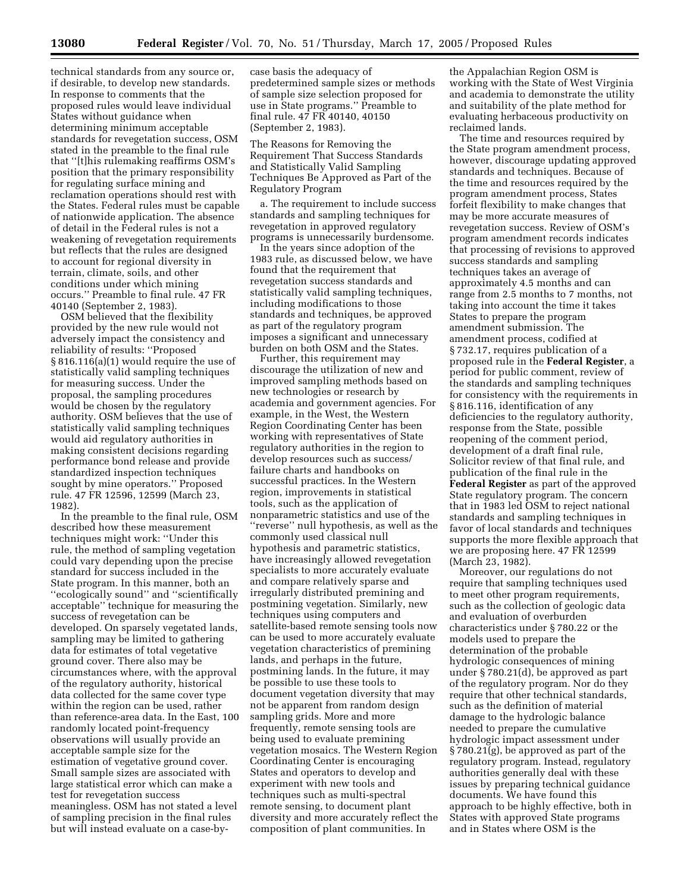technical standards from any source or, if desirable, to develop new standards. In response to comments that the proposed rules would leave individual States without guidance when determining minimum acceptable standards for revegetation success, OSM stated in the preamble to the final rule that ''[t]his rulemaking reaffirms OSM's position that the primary responsibility for regulating surface mining and reclamation operations should rest with the States. Federal rules must be capable of nationwide application. The absence of detail in the Federal rules is not a weakening of revegetation requirements but reflects that the rules are designed to account for regional diversity in terrain, climate, soils, and other conditions under which mining occurs.'' Preamble to final rule. 47 FR 40140 (September 2, 1983).

OSM believed that the flexibility provided by the new rule would not adversely impact the consistency and reliability of results: ''Proposed § 816.116(a)(1) would require the use of statistically valid sampling techniques for measuring success. Under the proposal, the sampling procedures would be chosen by the regulatory authority. OSM believes that the use of statistically valid sampling techniques would aid regulatory authorities in making consistent decisions regarding performance bond release and provide standardized inspection techniques sought by mine operators.'' Proposed rule. 47 FR 12596, 12599 (March 23, 1982).

In the preamble to the final rule, OSM described how these measurement techniques might work: ''Under this rule, the method of sampling vegetation could vary depending upon the precise standard for success included in the State program. In this manner, both an ''ecologically sound'' and ''scientifically acceptable'' technique for measuring the success of revegetation can be developed. On sparsely vegetated lands, sampling may be limited to gathering data for estimates of total vegetative ground cover. There also may be circumstances where, with the approval of the regulatory authority, historical data collected for the same cover type within the region can be used, rather than reference-area data. In the East, 100 randomly located point-frequency observations will usually provide an acceptable sample size for the estimation of vegetative ground cover. Small sample sizes are associated with large statistical error which can make a test for revegetation success meaningless. OSM has not stated a level of sampling precision in the final rules but will instead evaluate on a case-by-case basis the adequacy of predetermined sample sizes or methods of sample size selection proposed for use in State programs.'' Preamble to final rule. 47 FR 40140, 40150 (September 2, 1983).

The Reasons for Removing the Requirement That Success Standards and Statistically Valid Sampling Techniques Be Approved as Part of the Regulatory Program

a. The requirement to include success standards and sampling techniques for revegetation in approved regulatory programs is unnecessarily burdensome.

In the years since adoption of the 1983 rule, as discussed below, we have found that the requirement that revegetation success standards and statistically valid sampling techniques, including modifications to those standards and techniques, be approved as part of the regulatory program imposes a significant and unnecessary burden on both OSM and the States.

Further, this requirement may discourage the utilization of new and improved sampling methods based on new technologies or research by academia and government agencies. For example, in the West, the Western Region Coordinating Center has been working with representatives of State regulatory authorities in the region to develop resources such as success/failure charts and handbooks on successful practices. In the Western region, improvements in statistical tools, such as the application of nonparametric statistics and use of the ''reverse'' null hypothesis, as well as the commonly used classical null hypothesis and parametric statistics, have increasingly allowed revegetation specialists to more accurately evaluate and compare relatively sparse and irregularly distributed premining and postmining vegetation. Similarly, new techniques using computers and satellite-based remote sensing tools now can be used to more accurately evaluate vegetation characteristics of premining lands, and perhaps in the future, postmining lands. In the future, it may be possible to use these tools to document vegetation diversity that may not be apparent from random design sampling grids. More and more frequently, remote sensing tools are being used to evaluate premining vegetation mosaics. The Western Region Coordinating Center is encouraging States and operators to develop and experiment with new tools and techniques such as multi-spectral remote sensing, to document plant diversity and more accurately reflect the composition of plant communities. In the Appalachian Region OSM is working with the State of West Virginia and academia to demonstrate the utility and suitability of the plate method for evaluating herbaceous productivity on reclaimed lands.

The time and resources required by the State program amendment process, however, discourage updating approved standards and techniques. Because of the time and resources required by the program amendment process, States forfeit flexibility to make changes that may be more accurate measures of revegetation success. Review of OSM's program amendment records indicates that processing of revisions to approved success standards and sampling techniques takes an average of approximately 4.5 months and can range from 2.5 months to 7 months, not taking into account the time it takes States to prepare the program amendment submission. The amendment process, codified at § 732.17, requires publication of a proposed rule in the **Federal Register**, a period for public comment, review of the standards and sampling techniques for consistency with the requirements in § 816.116, identification of any deficiencies to the regulatory authority, response from the State, possible reopening of the comment period, development of a draft final rule, Solicitor review of that final rule, and publication of the final rule in the **Federal Register** as part of the approved State regulatory program. The concern that in 1983 led OSM to reject national standards and sampling techniques in favor of local standards and techniques supports the more flexible approach that we are proposing here. 47 FR 12599 (March 23, 1982).

Moreover, our regulations do not require that sampling techniques used to meet other program requirements, such as the collection of geologic data and evaluation of overburden characteristics under § 780.22 or the models used to prepare the determination of the probable hydrologic consequences of mining under § 780.21(d), be approved as part of the regulatory program. Nor do they require that other technical standards, such as the definition of material damage to the hydrologic balance needed to prepare the cumulative hydrologic impact assessment under § 780.21(g), be approved as part of the regulatory program. Instead, regulatory authorities generally deal with these issues by preparing technical guidance documents. We have found this approach to be highly effective, both in States with approved State programs and in States where OSM is the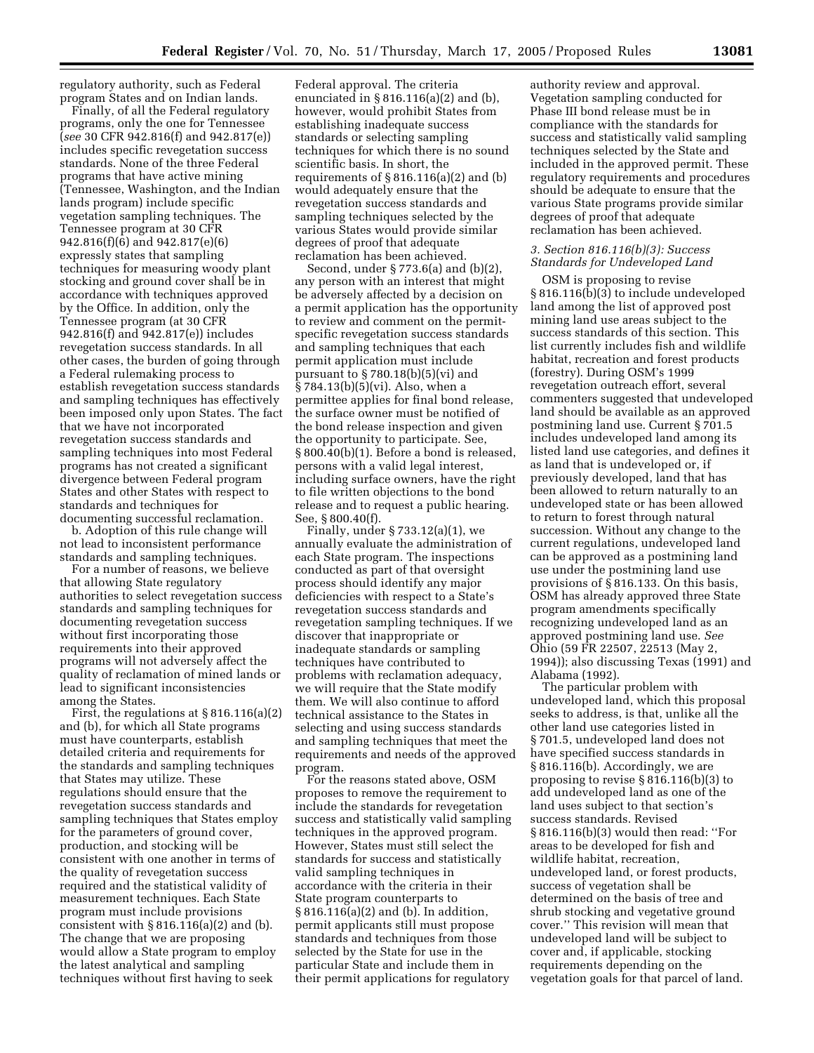regulatory authority, such as Federal program States and on Indian lands.

Finally, of all the Federal regulatory programs, only the one for Tennessee (*see* 30 CFR 942.816(f) and 942.817(e)) includes specific revegetation success standards. None of the three Federal programs that have active mining (Tennessee, Washington, and the Indian lands program) include specific vegetation sampling techniques. The Tennessee program at 30 CFR 942.816(f)(6) and 942.817(e)(6) expressly states that sampling techniques for measuring woody plant stocking and ground cover shall be in accordance with techniques approved by the Office. In addition, only the Tennessee program (at 30 CFR 942.816(f) and 942.817(e)) includes revegetation success standards. In all other cases, the burden of going through a Federal rulemaking process to establish revegetation success standards and sampling techniques has effectively been imposed only upon States. The fact that we have not incorporated revegetation success standards and sampling techniques into most Federal programs has not created a significant divergence between Federal program States and other States with respect to standards and techniques for documenting successful reclamation.

b. Adoption of this rule change will not lead to inconsistent performance standards and sampling techniques.

For a number of reasons, we believe that allowing State regulatory authorities to select revegetation success standards and sampling techniques for documenting revegetation success without first incorporating those requirements into their approved programs will not adversely affect the quality of reclamation of mined lands or lead to significant inconsistencies among the States.

First, the regulations at § 816.116(a)(2) and (b), for which all State programs must have counterparts, establish detailed criteria and requirements for the standards and sampling techniques that States may utilize. These regulations should ensure that the revegetation success standards and sampling techniques that States employ for the parameters of ground cover, production, and stocking will be consistent with one another in terms of the quality of revegetation success required and the statistical validity of measurement techniques. Each State program must include provisions consistent with § 816.116(a)(2) and (b). The change that we are proposing would allow a State program to employ the latest analytical and sampling techniques without first having to seek Federal approval. The criteria enunciated in § 816.116(a)(2) and (b), however, would prohibit States from establishing inadequate success standards or selecting sampling techniques for which there is no sound scientific basis. In short, the requirements of § 816.116(a)(2) and (b) would adequately ensure that the revegetation success standards and sampling techniques selected by the various States would provide similar degrees of proof that adequate reclamation has been achieved.

Second, under § 773.6(a) and (b)(2), any person with an interest that might be adversely affected by a decision on a permit application has the opportunity to review and comment on the permit-specific revegetation success standards and sampling techniques that each permit application must include pursuant to § 780.18(b)(5)(vi) and § 784.13(b)(5)(vi). Also, when a permittee applies for final bond release, the surface owner must be notified of the bond release inspection and given the opportunity to participate. See, § 800.40(b)(1). Before a bond is released, persons with a valid legal interest, including surface owners, have the right to file written objections to the bond release and to request a public hearing. See, § 800.40(f).

Finally, under § 733.12(a)(1), we annually evaluate the administration of each State program. The inspections conducted as part of that oversight process should identify any major deficiencies with respect to a State's revegetation success standards and revegetation sampling techniques. If we discover that inappropriate or inadequate standards or sampling techniques have contributed to problems with reclamation adequacy, we will require that the State modify them. We will also continue to afford technical assistance to the States in selecting and using success standards and sampling techniques that meet the requirements and needs of the approved program.

For the reasons stated above, OSM proposes to remove the requirement to include the standards for revegetation success and statistically valid sampling techniques in the approved program. However, States must still select the standards for success and statistically valid sampling techniques in accordance with the criteria in their State program counterparts to § 816.116(a)(2) and (b). In addition, permit applicants still must propose standards and techniques from those selected by the State for use in the particular State and include them in their permit applications for regulatory authority review and approval. Vegetation sampling conducted for Phase III bond release must be in compliance with the standards for success and statistically valid sampling techniques selected by the State and included in the approved permit. These regulatory requirements and procedures should be adequate to ensure that the various State programs provide similar degrees of proof that adequate reclamation has been achieved.

*3. Section 816.116(b)(3): Success Standards for Undeveloped Land*

OSM is proposing to revise § 816.116(b)(3) to include undeveloped land among the list of approved post mining land use areas subject to the success standards of this section. This list currently includes fish and wildlife habitat, recreation and forest products (forestry). During OSM's 1999 revegetation outreach effort, several commenters suggested that undeveloped land should be available as an approved postmining land use. Current § 701.5 includes undeveloped land among its listed land use categories, and defines it as land that is undeveloped or, if previously developed, land that has been allowed to return naturally to an undeveloped state or has been allowed to return to forest through natural succession. Without any change to the current regulations, undeveloped land can be approved as a postmining land use under the postmining land use provisions of § 816.133. On this basis, OSM has already approved three State program amendments specifically recognizing undeveloped land as an approved postmining land use. *See* Ohio (59 FR 22507, 22513 (May 2, 1994)); also discussing Texas (1991) and Alabama (1992).

The particular problem with undeveloped land, which this proposal seeks to address, is that, unlike all the other land use categories listed in § 701.5, undeveloped land does not have specified success standards in § 816.116(b). Accordingly, we are proposing to revise § 816.116(b)(3) to add undeveloped land as one of the land uses subject to that section's success standards. Revised § 816.116(b)(3) would then read: ''For areas to be developed for fish and wildlife habitat, recreation, undeveloped land, or forest products, success of vegetation shall be determined on the basis of tree and shrub stocking and vegetative ground cover.'' This revision will mean that undeveloped land will be subject to cover and, if applicable, stocking requirements depending on the vegetation goals for that parcel of land.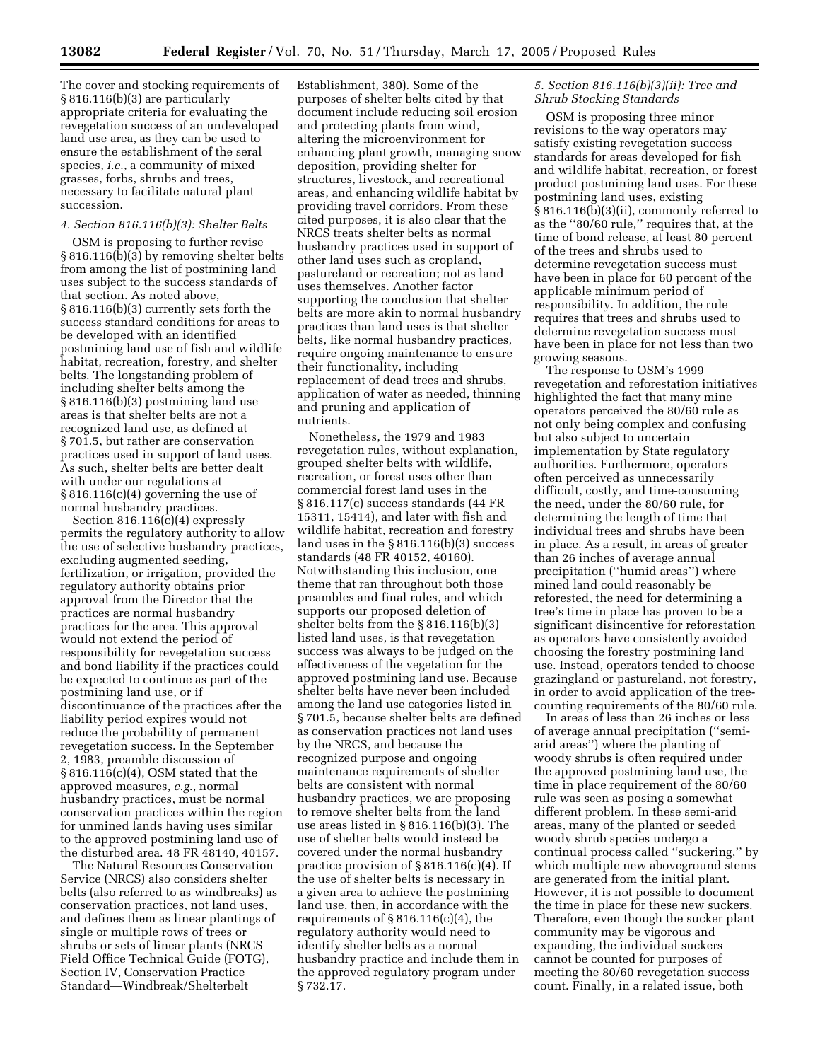The cover and stocking requirements of § 816.116(b)(3) are particularly appropriate criteria for evaluating the revegetation success of an undeveloped land use area, as they can be used to ensure the establishment of the seral species, *i.e.*, a community of mixed grasses, forbs, shrubs and trees, necessary to facilitate natural plant succession.

### *4. Section 816.116(b)(3): Shelter Belts*

OSM is proposing to further revise § 816.116(b)(3) by removing shelter belts from among the list of postmining land uses subject to the success standards of that section. As noted above, § 816.116(b)(3) currently sets forth the success standard conditions for areas to be developed with an identified postmining land use of fish and wildlife habitat, recreation, forestry, and shelter belts. The longstanding problem of including shelter belts among the § 816.116(b)(3) postmining land use areas is that shelter belts are not a recognized land use, as defined at § 701.5, but rather are conservation practices used in support of land uses. As such, shelter belts are better dealt with under our regulations at § 816.116(c)(4) governing the use of normal husbandry practices.

Section 816.116(c)(4) expressly permits the regulatory authority to allow the use of selective husbandry practices, excluding augmented seeding, fertilization, or irrigation, provided the regulatory authority obtains prior approval from the Director that the practices are normal husbandry practices for the area. This approval would not extend the period of responsibility for revegetation success and bond liability if the practices could be expected to continue as part of the postmining land use, or if discontinuance of the practices after the liability period expires would not reduce the probability of permanent revegetation success. In the September 2, 1983, preamble discussion of § 816.116(c)(4), OSM stated that the approved measures, *e.g.*, normal husbandry practices, must be normal conservation practices within the region for unmined lands having uses similar to the approved postmining land use of the disturbed area. 48 FR 48140, 40157.

The Natural Resources Conservation Service (NRCS) also considers shelter belts (also referred to as windbreaks) as conservation practices, not land uses, and defines them as linear plantings of single or multiple rows of trees or shrubs or sets of linear plants (NRCS Field Office Technical Guide (FOTG), Section IV, Conservation Practice Standard—Windbreak/Shelterbelt Establishment, 380). Some of the purposes of shelter belts cited by that document include reducing soil erosion and protecting plants from wind, altering the microenvironment for enhancing plant growth, managing snow deposition, providing shelter for structures, livestock, and recreational areas, and enhancing wildlife habitat by providing travel corridors. From these cited purposes, it is also clear that the NRCS treats shelter belts as normal husbandry practices used in support of other land uses such as cropland, pastureland or recreation; not as land uses themselves. Another factor supporting the conclusion that shelter belts are more akin to normal husbandry practices than land uses is that shelter belts, like normal husbandry practices, require ongoing maintenance to ensure their functionality, including replacement of dead trees and shrubs, application of water as needed, thinning and pruning and application of nutrients.

Nonetheless, the 1979 and 1983 revegetation rules, without explanation, grouped shelter belts with wildlife, recreation, or forest uses other than commercial forest land uses in the § 816.117(c) success standards (44 FR 15311, 15414), and later with fish and wildlife habitat, recreation and forestry land uses in the § 816.116(b)(3) success standards (48 FR 40152, 40160). Notwithstanding this inclusion, one theme that ran throughout both those preambles and final rules, and which supports our proposed deletion of shelter belts from the § 816.116(b)(3) listed land uses, is that revegetation success was always to be judged on the effectiveness of the vegetation for the approved postmining land use. Because shelter belts have never been included among the land use categories listed in § 701.5, because shelter belts are defined as conservation practices not land uses by the NRCS, and because the recognized purpose and ongoing maintenance requirements of shelter belts are consistent with normal husbandry practices, we are proposing to remove shelter belts from the land use areas listed in § 816.116(b)(3). The use of shelter belts would instead be covered under the normal husbandry practice provision of § 816.116(c)(4). If the use of shelter belts is necessary in a given area to achieve the postmining land use, then, in accordance with the requirements of § 816.116(c)(4), the regulatory authority would need to identify shelter belts as a normal husbandry practice and include them in the approved regulatory program under § 732.17.

### *5. Section 816.116(b)(3)(ii): Tree and Shrub Stocking Standards*

OSM is proposing three minor revisions to the way operators may satisfy existing revegetation success standards for areas developed for fish and wildlife habitat, recreation, or forest product postmining land uses. For these postmining land uses, existing § 816.116(b)(3)(ii), commonly referred to as the "80/60 rule," requires that, at the time of bond release, at least 80 percent of the trees and shrubs used to determine revegetation success must have been in place for 60 percent of the applicable minimum period of responsibility. In addition, the rule requires that trees and shrubs used to determine revegetation success must have been in place for not less than two growing seasons.

The response to OSM's 1999 revegetation and reforestation initiatives highlighted the fact that many mine operators perceived the 80/60 rule as not only being complex and confusing but also subject to uncertain implementation by State regulatory authorities. Furthermore, operators often perceived as unnecessarily difficult, costly, and time-consuming the need, under the 80/60 rule, for determining the length of time that individual trees and shrubs have been in place. As a result, in areas of greater than 26 inches of average annual precipitation ("humid areas") where mined land could reasonably be reforested, the need for determining a tree's time in place has proven to be a significant disincentive for reforestation as operators have consistently avoided choosing the forestry postmining land use. Instead, operators tended to choose grazingland or pastureland, not forestry, in order to avoid application of the tree-counting requirements of the 80/60 rule.

In areas of less than 26 inches or less of average annual precipitation ("semi-arid areas") where the planting of woody shrubs is often required under the approved postmining land use, the time in place requirement of the 80/60 rule was seen as posing a somewhat different problem. In these semi-arid areas, many of the planted or seeded woody shrub species undergo a continual process called "suckering," by which multiple new aboveground stems are generated from the initial plant. However, it is not possible to document the time in place for these new suckers. Therefore, even though the sucker plant community may be vigorous and expanding, the individual suckers cannot be counted for purposes of meeting the 80/60 revegetation success count. Finally, in a related issue, both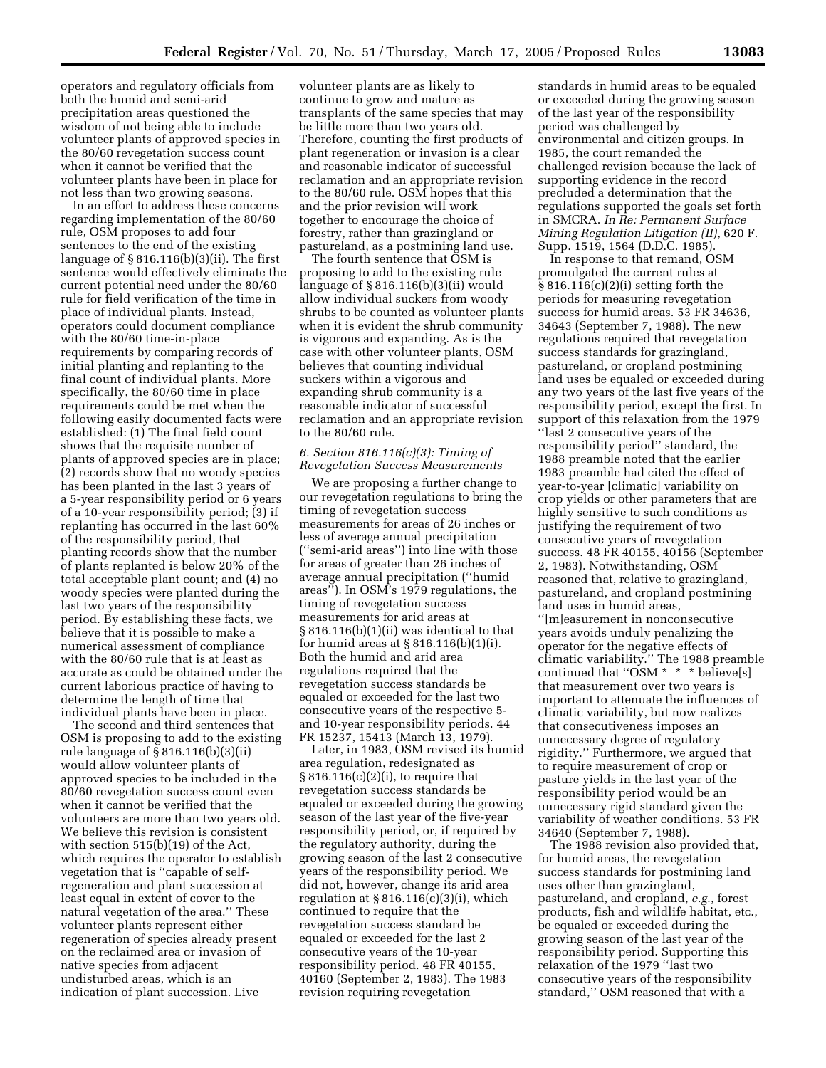operators and regulatory officials from both the humid and semi-arid precipitation areas questioned the wisdom of not being able to include volunteer plants of approved species in the 80/60 revegetation success count when it cannot be verified that the volunteer plants have been in place for not less than two growing seasons.

In an effort to address these concerns regarding implementation of the 80/60 rule, OSM proposes to add four sentences to the end of the existing language of § 816.116(b)(3)(ii). The first sentence would effectively eliminate the current potential need under the 80/60 rule for field verification of the time in place of individual plants. Instead, operators could document compliance with the 80/60 time-in-place requirements by comparing records of initial planting and replanting to the final count of individual plants. More specifically, the 80/60 time in place requirements could be met when the following easily documented facts were established: (1) The final field count shows that the requisite number of plants of approved species are in place; (2) records show that no woody species has been planted in the last 3 years of a 5-year responsibility period or 6 years of a 10-year responsibility period; (3) if replanting has occurred in the last 60% of the responsibility period, that planting records show that the number of plants replanted is below 20% of the total acceptable plant count; and (4) no woody species were planted during the last two years of the responsibility period. By establishing these facts, we believe that it is possible to make a numerical assessment of compliance with the 80/60 rule that is at least as accurate as could be obtained under the current laborious practice of having to determine the length of time that individual plants have been in place.

The second and third sentences that OSM is proposing to add to the existing rule language of § 816.116(b)(3)(ii) would allow volunteer plants of approved species to be included in the 80/60 revegetation success count even when it cannot be verified that the volunteers are more than two years old. We believe this revision is consistent with section 515(b)(19) of the Act, which requires the operator to establish vegetation that is ''capable of self-regeneration and plant succession at least equal in extent of cover to the natural vegetation of the area.'' These volunteer plants represent either regeneration of species already present on the reclaimed area or invasion of native species from adjacent undisturbed areas, which is an indication of plant succession. Live volunteer plants are as likely to continue to grow and mature as transplants of the same species that may be little more than two years old. Therefore, counting the first products of plant regeneration or invasion is a clear and reasonable indicator of successful reclamation and an appropriate revision to the 80/60 rule. OSM hopes that this and the prior revision will work together to encourage the choice of forestry, rather than grazingland or pastureland, as a postmining land use.

The fourth sentence that OSM is proposing to add to the existing rule language of § 816.116(b)(3)(ii) would allow individual suckers from woody shrubs to be counted as volunteer plants when it is evident the shrub community is vigorous and expanding. As is the case with other volunteer plants, OSM believes that counting individual suckers within a vigorous and expanding shrub community is a reasonable indicator of successful reclamation and an appropriate revision to the 80/60 rule.

*6. Section 816.116(c)(3): Timing of Revegetation Success Measurements*

We are proposing a further change to our revegetation regulations to bring the timing of revegetation success measurements for areas of 26 inches or less of average annual precipitation (''semi-arid areas'') into line with those for areas of greater than 26 inches of average annual precipitation (''humid areas''). In OSM's 1979 regulations, the timing of revegetation success measurements for arid areas at § 816.116(b)(1)(ii) was identical to that for humid areas at § 816.116(b)(1)(i). Both the humid and arid area regulations required that the revegetation success standards be equaled or exceeded for the last two consecutive years of the respective 5- and 10-year responsibility periods. 44 FR 15237, 15413 (March 13, 1979).

Later, in 1983, OSM revised its humid area regulation, redesignated as § 816.116(c)(2)(i), to require that revegetation success standards be equaled or exceeded during the growing season of the last year of the five-year responsibility period, or, if required by the regulatory authority, during the growing season of the last 2 consecutive years of the responsibility period. We did not, however, change its arid area regulation at § 816.116(c)(3)(i), which continued to require that the revegetation success standard be equaled or exceeded for the last 2 consecutive years of the 10-year responsibility period. 48 FR 40155, 40160 (September 2, 1983). The 1983 revision requiring revegetation standards in humid areas to be equaled or exceeded during the growing season of the last year of the responsibility period was challenged by environmental and citizen groups. In 1985, the court remanded the challenged revision because the lack of supporting evidence in the record precluded a determination that the regulations supported the goals set forth in SMCRA. *In Re: Permanent Surface Mining Regulation Litigation (II)*, 620 F. Supp. 1519, 1564 (D.D.C. 1985).

In response to that remand, OSM promulgated the current rules at § 816.116(c)(2)(i) setting forth the periods for measuring revegetation success for humid areas. 53 FR 34636, 34643 (September 7, 1988). The new regulations required that revegetation success standards for grazingland, pastureland, or cropland postmining land uses be equaled or exceeded during any two years of the last five years of the responsibility period, except the first. In support of this relaxation from the 1979 ''last 2 consecutive years of the responsibility period'' standard, the 1988 preamble noted that the earlier 1983 preamble had cited the effect of year-to-year [climatic] variability on crop yields or other parameters that are highly sensitive to such conditions as justifying the requirement of two consecutive years of revegetation success. 48 FR 40155, 40156 (September 2, 1983). Notwithstanding, OSM reasoned that, relative to grazingland, pastureland, and cropland postmining land uses in humid areas, ''[m]easurement in nonconsecutive years avoids unduly penalizing the operator for the negative effects of climatic variability.'' The 1988 preamble continued that ''OSM * * * believe[s] that measurement over two years is important to attenuate the influences of climatic variability, but now realizes that consecutiveness imposes an unnecessary degree of regulatory rigidity.'' Furthermore, we argued that to require measurement of crop or pasture yields in the last year of the responsibility period would be an unnecessary rigid standard given the variability of weather conditions. 53 FR 34640 (September 7, 1988).

The 1988 revision also provided that, for humid areas, the revegetation success standards for postmining land uses other than grazingland, pastureland, and cropland, *e.g.*, forest products, fish and wildlife habitat, etc., be equaled or exceeded during the growing season of the last year of the responsibility period. Supporting this relaxation of the 1979 ''last two consecutive years of the responsibility standard,'' OSM reasoned that with a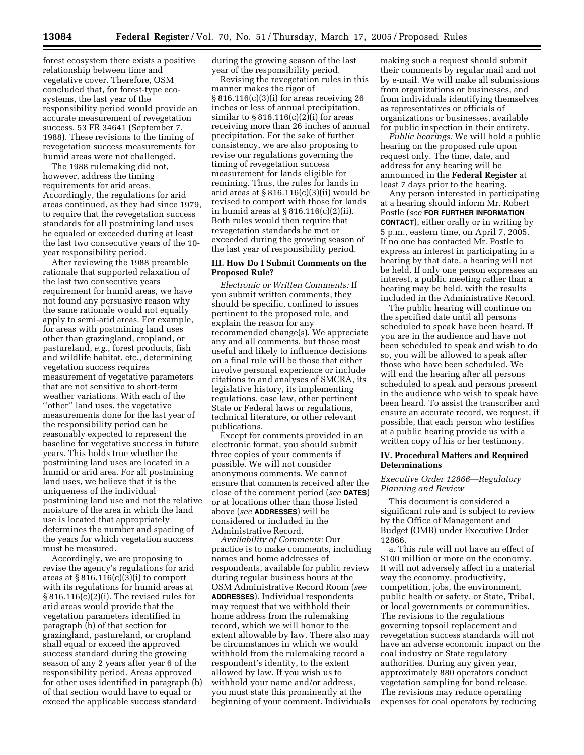forest ecosystem there exists a positive relationship between time and vegetative cover. Therefore, OSM concluded that, for forest-type ecosystems, the last year of the responsibility period would provide an accurate measurement of revegetation success. 53 FR 34641 (September 7, 1988). These revisions to the timing of revegetation success measurements for humid areas were not challenged.

The 1988 rulemaking did not, however, address the timing requirements for arid areas. Accordingly, the regulations for arid areas continued, as they had since 1979, to require that the revegetation success standards for all postmining land uses be equaled or exceeded during at least the last two consecutive years of the 10-year responsibility period.

After reviewing the 1988 preamble rationale that supported relaxation of the last two consecutive years requirement for humid areas, we have not found any persuasive reason why the same rationale would not equally apply to semi-arid areas. For example, for areas with postmining land uses other than grazingland, cropland, or pastureland, *e.g.*, forest products, fish and wildlife habitat, etc., determining vegetation success requires measurement of vegetative parameters that are not sensitive to short-term weather variations. With each of the ''other'' land uses, the vegetative measurements done for the last year of the responsibility period can be reasonably expected to represent the baseline for vegetative success in future years. This holds true whether the postmining land uses are located in a humid or arid area. For all postmining land uses, we believe that it is the uniqueness of the individual postmining land use and not the relative moisture of the area in which the land use is located that appropriately determines the number and spacing of the years for which vegetation success must be measured.

Accordingly, we are proposing to revise the agency's regulations for arid areas at § 816.116(c)(3)(i) to comport with its regulations for humid areas at § 816.116(c)(2)(i). The revised rules for arid areas would provide that the vegetation parameters identified in paragraph (b) of that section for grazingland, pastureland, or cropland shall equal or exceed the approved success standard during the growing season of any 2 years after year 6 of the responsibility period. Areas approved for other uses identified in paragraph (b) of that section would have to equal or exceed the applicable success standard during the growing season of the last year of the responsibility period.

Revising the revegetation rules in this manner makes the rigor of § 816.116(c)(3)(i) for areas receiving 26 inches or less of annual precipitation, similar to § 816.116(c)(2)(i) for areas receiving more than 26 inches of annual precipitation. For the sake of further consistency, we are also proposing to revise our regulations governing the timing of revegetation success measurement for lands eligible for remining. Thus, the rules for lands in arid areas at § 816.116(c)(3)(ii) would be revised to comport with those for lands in humid areas at § 816.116(c)(2)(ii). Both rules would then require that revegetation standards be met or exceeded during the growing season of the last year of responsibility period.

### III. How Do I Submit Comments on the Proposed Rule?

*Electronic or Written Comments:* If you submit written comments, they should be specific, confined to issues pertinent to the proposed rule, and explain the reason for any recommended change(s). We appreciate any and all comments, but those most useful and likely to influence decisions on a final rule will be those that either involve personal experience or include citations to and analyses of SMCRA, its legislative history, its implementing regulations, case law, other pertinent State or Federal laws or regulations, technical literature, or other relevant publications.

Except for comments provided in an electronic format, you should submit three copies of your comments if possible. We will not consider anonymous comments. We cannot ensure that comments received after the close of the comment period (*see* **DATES**) or at locations other than those listed above (*see* **ADDRESSES**) will be considered or included in the Administrative Record.

*Availability of Comments:* Our practice is to make comments, including names and home addresses of respondents, available for public review during regular business hours at the OSM Administrative Record Room (*see* **ADDRESSES**). Individual respondents may request that we withhold their home address from the rulemaking record, which we will honor to the extent allowable by law. There also may be circumstances in which we would withhold from the rulemaking record a respondent's identity, to the extent allowed by law. If you wish us to withhold your name and/or address, you must state this prominently at the beginning of your comment. Individuals making such a request should submit their comments by regular mail and not by e-mail. We will make all submissions from organizations or businesses, and from individuals identifying themselves as representatives or officials of organizations or businesses, available for public inspection in their entirety.

*Public hearings:* We will hold a public hearing on the proposed rule upon request only. The time, date, and address for any hearing will be announced in the **Federal Register** at least 7 days prior to the hearing.

Any person interested in participating at a hearing should inform Mr. Robert Postle (*see* **FOR FURTHER INFORMATION CONTACT**), either orally or in writing by 5 p.m., eastern time, on April 7, 2005. If no one has contacted Mr. Postle to express an interest in participating in a hearing by that date, a hearing will not be held. If only one person expresses an interest, a public meeting rather than a hearing may be held, with the results included in the Administrative Record.

The public hearing will continue on the specified date until all persons scheduled to speak have been heard. If you are in the audience and have not been scheduled to speak and wish to do so, you will be allowed to speak after those who have been scheduled. We will end the hearing after all persons scheduled to speak and persons present in the audience who wish to speak have been heard. To assist the transcriber and ensure an accurate record, we request, if possible, that each person who testifies at a public hearing provide us with a written copy of his or her testimony.

### IV. Procedural Matters and Required Determinations

#### *Executive Order 12866—Regulatory Planning and Review*

This document is considered a significant rule and is subject to review by the Office of Management and Budget (OMB) under Executive Order 12866.

a. This rule will not have an effect of \$100 million or more on the economy. It will not adversely affect in a material way the economy, productivity, competition, jobs, the environment, public health or safety, or State, Tribal, or local governments or communities. The revisions to the regulations governing topsoil replacement and revegetation success standards will not have an adverse economic impact on the coal industry or State regulatory authorities. During any given year, approximately 880 operators conduct vegetation sampling for bond release. The revisions may reduce operating expenses for coal operators by reducing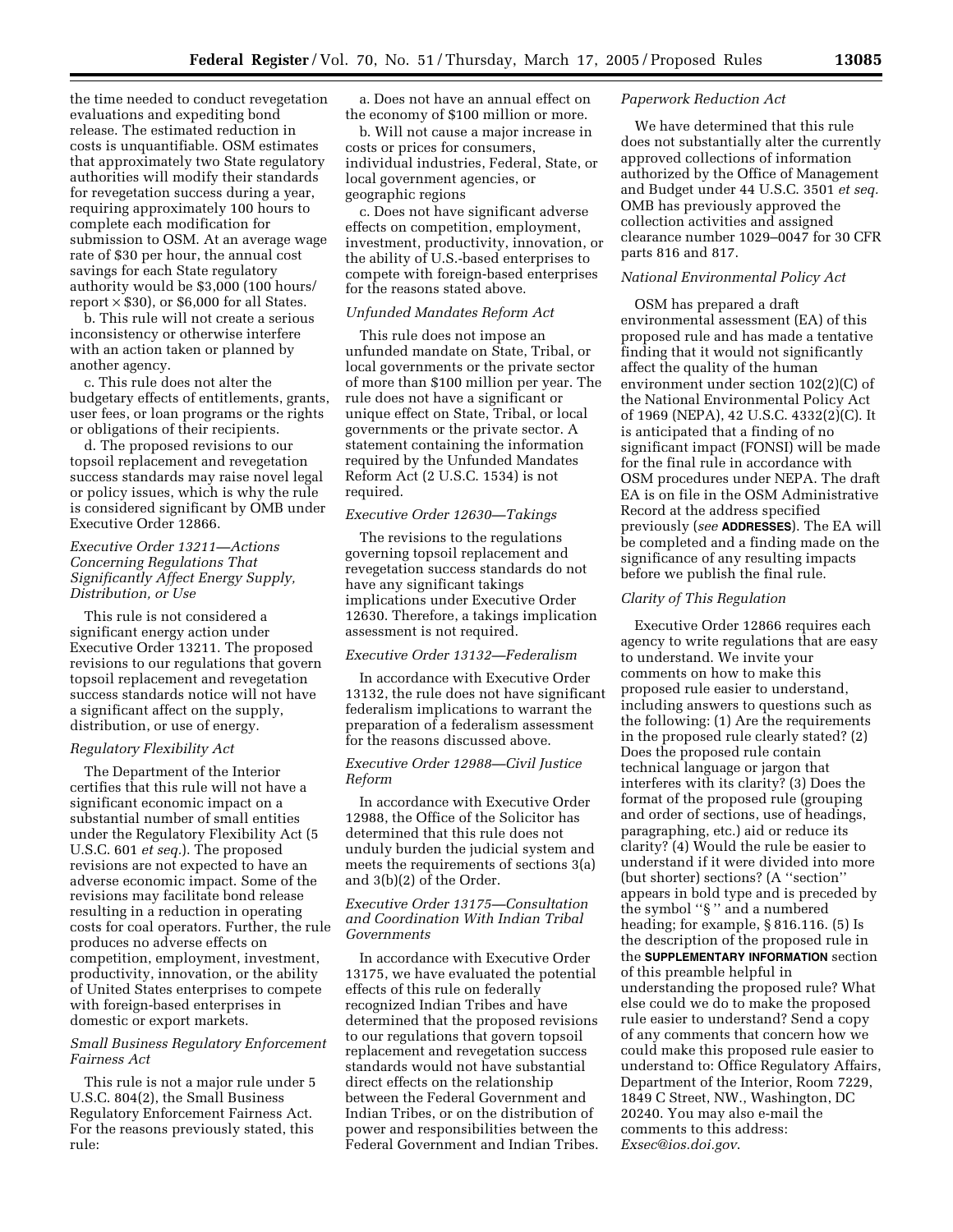the time needed to conduct revegetation evaluations and expediting bond release. The estimated reduction in costs is unquantifiable. OSM estimates that approximately two State regulatory authorities will modify their standards for revegetation success during a year, requiring approximately 100 hours to complete each modification for submission to OSM. At an average wage rate of $30 per hour, the annual cost savings for each State regulatory authority would be $3,000 (100 hours/report × $30), or $6,000 for all States.

b. This rule will not create a serious inconsistency or otherwise interfere with an action taken or planned by another agency.

c. This rule does not alter the budgetary effects of entitlements, grants, user fees, or loan programs or the rights or obligations of their recipients.

d. The proposed revisions to our topsoil replacement and revegetation success standards may raise novel legal or policy issues, which is why the rule is considered significant by OMB under Executive Order 12866.

*Executive Order 13211—Actions Concerning Regulations That Significantly Affect Energy Supply, Distribution, or Use*

This rule is not considered a significant energy action under Executive Order 13211. The proposed revisions to our regulations that govern topsoil replacement and revegetation success standards notice will not have a significant affect on the supply, distribution, or use of energy.

*Regulatory Flexibility Act*

The Department of the Interior certifies that this rule will not have a significant economic impact on a substantial number of small entities under the Regulatory Flexibility Act (5 U.S.C. 601 *et seq.*). The proposed revisions are not expected to have an adverse economic impact. Some of the revisions may facilitate bond release resulting in a reduction in operating costs for coal operators. Further, the rule produces no adverse effects on competition, employment, investment, productivity, innovation, or the ability of United States enterprises to compete with foreign-based enterprises in domestic or export markets.

*Small Business Regulatory Enforcement Fairness Act*

This rule is not a major rule under 5 U.S.C. 804(2), the Small Business Regulatory Enforcement Fairness Act. For the reasons previously stated, this rule:

a. Does not have an annual effect on the economy of $100 million or more.

b. Will not cause a major increase in costs or prices for consumers, individual industries, Federal, State, or local government agencies, or geographic regions

c. Does not have significant adverse effects on competition, employment, investment, productivity, innovation, or the ability of U.S.-based enterprises to compete with foreign-based enterprises for the reasons stated above.

*Unfunded Mandates Reform Act*

This rule does not impose an unfunded mandate on State, Tribal, or local governments or the private sector of more than $100 million per year. The rule does not have a significant or unique effect on State, Tribal, or local governments or the private sector. A statement containing the information required by the Unfunded Mandates Reform Act (2 U.S.C. 1534) is not required.

*Executive Order 12630—Takings*

The revisions to the regulations governing topsoil replacement and revegetation success standards do not have any significant takings implications under Executive Order 12630. Therefore, a takings implication assessment is not required.

*Executive Order 13132—Federalism*

In accordance with Executive Order 13132, the rule does not have significant federalism implications to warrant the preparation of a federalism assessment for the reasons discussed above.

*Executive Order 12988—Civil Justice Reform*

In accordance with Executive Order 12988, the Office of the Solicitor has determined that this rule does not unduly burden the judicial system and meets the requirements of sections 3(a) and 3(b)(2) of the Order.

*Executive Order 13175—Consultation and Coordination With Indian Tribal Governments*

In accordance with Executive Order 13175, we have evaluated the potential effects of this rule on federally recognized Indian Tribes and have determined that the proposed revisions to our regulations that govern topsoil replacement and revegetation success standards would not have substantial direct effects on the relationship between the Federal Government and Indian Tribes, or on the distribution of power and responsibilities between the Federal Government and Indian Tribes.

*Paperwork Reduction Act*

We have determined that this rule does not substantially alter the currently approved collections of information authorized by the Office of Management and Budget under 44 U.S.C. 3501 *et seq.* OMB has previously approved the collection activities and assigned clearance number 1029–0047 for 30 CFR parts 816 and 817.

*National Environmental Policy Act*

OSM has prepared a draft environmental assessment (EA) of this proposed rule and has made a tentative finding that it would not significantly affect the quality of the human environment under section 102(2)(C) of the National Environmental Policy Act of 1969 (NEPA), 42 U.S.C. 4332(2)(C). It is anticipated that a finding of no significant impact (FONSI) will be made for the final rule in accordance with OSM procedures under NEPA. The draft EA is on file in the OSM Administrative Record at the address specified previously (*see* **ADDRESSES**). The EA will be completed and a finding made on the significance of any resulting impacts before we publish the final rule.

*Clarity of This Regulation*

Executive Order 12866 requires each agency to write regulations that are easy to understand. We invite your comments on how to make this proposed rule easier to understand, including answers to questions such as the following: (1) Are the requirements in the proposed rule clearly stated? (2) Does the proposed rule contain technical language or jargon that interferes with its clarity? (3) Does the format of the proposed rule (grouping and order of sections, use of headings, paragraphing, etc.) aid or reduce its clarity? (4) Would the rule be easier to understand if it were divided into more (but shorter) sections? (A ''section'' appears in bold type and is preceded by the symbol ''§ '' and a numbered heading; for example, § 816.116. (5) Is the description of the proposed rule in the **SUPPLEMENTARY INFORMATION** section of this preamble helpful in understanding the proposed rule? What else could we do to make the proposed rule easier to understand? Send a copy of any comments that concern how we could make this proposed rule easier to understand to: Office Regulatory Affairs, Department of the Interior, Room 7229, 1849 C Street, NW., Washington, DC 20240. You may also e-mail the comments to this address: *Exsec@ios.doi.gov*.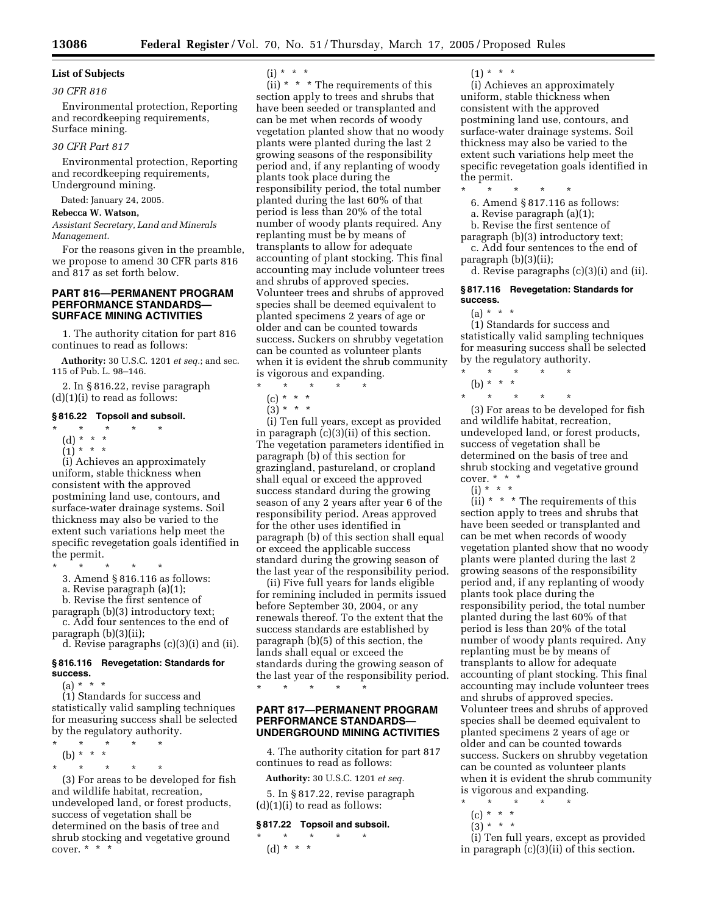**List of Subjects**

*30 CFR 816*

Environmental protection, Reporting and recordkeeping requirements, Surface mining.

*30 CFR Part 817*

Environmental protection, Reporting and recordkeeping requirements, Underground mining.

Dated: January 24, 2005.

**Rebecca W. Watson,**

*Assistant Secretary, Land and Minerals Management.*

For the reasons given in the preamble, we propose to amend 30 CFR parts 816 and 817 as set forth below.

## PART 816—PERMANENT PROGRAM PERFORMANCE STANDARDS—SURFACE MINING ACTIVITIES

1. The authority citation for part 816 continues to read as follows:

**Authority:** 30 U.S.C. 1201 *et seq.*; and sec. 115 of Pub. L. 98–146.

2. In § 816.22, revise paragraph (d)(1)(i) to read as follows:

### § 816.22 Topsoil and subsoil.

\* \* \* \* \*

(d) \* \* \*

(1) \* \* \*

(i) Achieves an approximately uniform, stable thickness when consistent with the approved postmining land use, contours, and surface-water drainage systems. Soil thickness may also be varied to the extent such variations help meet the specific revegetation goals identified in the permit.

\* \* \* \* \*

3. Amend § 816.116 as follows:

a. Revise paragraph (a)(1);

b. Revise the first sentence of paragraph (b)(3) introductory text;

c. Add four sentences to the end of paragraph (b)(3)(ii);

d. Revise paragraphs (c)(3)(i) and (ii).

### § 816.116 Revegetation: Standards for success.

(a) \* \* \*

(1) Standards for success and statistically valid sampling techniques for measuring success shall be selected by the regulatory authority.

\* \* \* \* \*

(b) \* \* \*

\* \* \* \* \*

(3) For areas to be developed for fish and wildlife habitat, recreation, undeveloped land, or forest products, success of vegetation shall be determined on the basis of tree and shrub stocking and vegetative ground cover. \* \* \*

(i) \* \* \*

(ii) \* \* \* The requirements of this section apply to trees and shrubs that have been seeded or transplanted and can be met when records of woody vegetation planted show that no woody plants were planted during the last 2 growing seasons of the responsibility period and, if any replanting of woody plants took place during the responsibility period, the total number planted during the last 60% of that period is less than 20% of the total number of woody plants required. Any replanting must be by means of transplants to allow for adequate accounting of plant stocking. This final accounting may include volunteer trees and shrubs of approved species. Volunteer trees and shrubs of approved species shall be deemed equivalent to planted specimens 2 years of age or older and can be counted towards success. Suckers on shrubby vegetation can be counted as volunteer plants when it is evident the shrub community is vigorous and expanding.

\* \* \* \* \*

(c) \* \* \*

(3) \* \* \*

(i) Ten full years, except as provided in paragraph (c)(3)(ii) of this section. The vegetation parameters identified in paragraph (b) of this section for grazingland, pastureland, or cropland shall equal or exceed the approved success standard during the growing season of any 2 years after year 6 of the responsibility period. Areas approved for the other uses identified in paragraph (b) of this section shall equal or exceed the applicable success standard during the growing season of the last year of the responsibility period.

(ii) Five full years for lands eligible for remining included in permits issued before September 30, 2004, or any renewals thereof. To the extent that the success standards are established by paragraph (b)(5) of this section, the lands shall equal or exceed the standards during the growing season of the last year of the responsibility period.

\* \* \* \* \*

## PART 817—PERMANENT PROGRAM PERFORMANCE STANDARDS—UNDERGROUND MINING ACTIVITIES

4. The authority citation for part 817 continues to read as follows:

**Authority:** 30 U.S.C. 1201 *et seq.*

5. In § 817.22, revise paragraph (d)(1)(i) to read as follows:

### § 817.22 Topsoil and subsoil.

\* \* \* \* \*

(d) \* \* \*

(1) \* \* \*

(i) Achieves an approximately uniform, stable thickness when consistent with the approved postmining land use, contours, and surface-water drainage systems. Soil thickness may also be varied to the extent such variations help meet the specific revegetation goals identified in the permit.

\* \* \* \* \*

6. Amend § 817.116 as follows:

a. Revise paragraph (a)(1);

b. Revise the first sentence of paragraph (b)(3) introductory text;

c. Add four sentences to the end of paragraph (b)(3)(ii);

d. Revise paragraphs (c)(3)(i) and (ii).

### § 817.116 Revegetation: Standards for success.

(a) \* \* \*

(1) Standards for success and statistically valid sampling techniques for measuring success shall be selected by the regulatory authority.

\* \* \* \* \*

(b) \* \* \*

\* \* \* \* \*

(3) For areas to be developed for fish and wildlife habitat, recreation, undeveloped land, or forest products, success of vegetation shall be determined on the basis of tree and shrub stocking and vegetative ground cover. \* \* \*

(i) \* \* \*

(ii) \* \* \* The requirements of this section apply to trees and shrubs that have been seeded or transplanted and can be met when records of woody vegetation planted show that no woody plants were planted during the last 2 growing seasons of the responsibility period and, if any replanting of woody plants took place during the responsibility period, the total number planted during the last 60% of that period is less than 20% of the total number of woody plants required. Any replanting must be by means of transplants to allow for adequate accounting of plant stocking. This final accounting may include volunteer trees and shrubs of approved species. Volunteer trees and shrubs of approved species shall be deemed equivalent to planted specimens 2 years of age or older and can be counted towards success. Suckers on shrubby vegetation can be counted as volunteer plants when it is evident the shrub community is vigorous and expanding.

\* \* \* \* \*

(c) \* \* \*

(3) \* \* \*

(i) Ten full years, except as provided in paragraph (c)(3)(ii) of this section.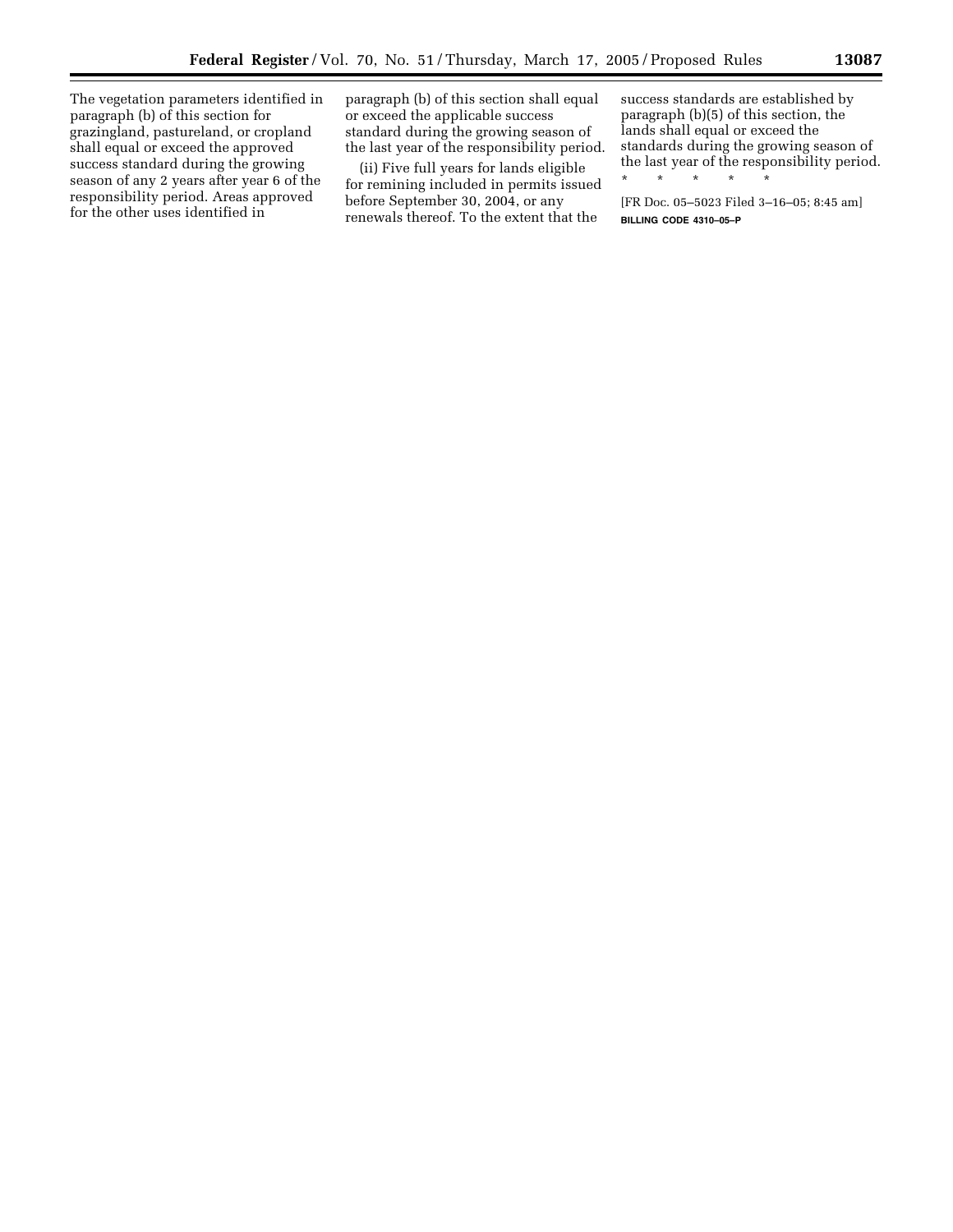The vegetation parameters identified in paragraph (b) of this section for grazingland, pastureland, or cropland shall equal or exceed the approved success standard during the growing season of any 2 years after year 6 of the responsibility period. Areas approved for the other uses identified in paragraph (b) of this section shall equal or exceed the applicable success standard during the growing season of the last year of the responsibility period.

(ii) Five full years for lands eligible for remining included in permits issued before September 30, 2004, or any renewals thereof. To the extent that the success standards are established by paragraph (b)(5) of this section, the lands shall equal or exceed the standards during the growing season of the last year of the responsibility period.

\* \* \* \* \*

[FR Doc. 05–5023 Filed 3–16–05; 8:45 am]

**BILLING CODE 4310–05–P**